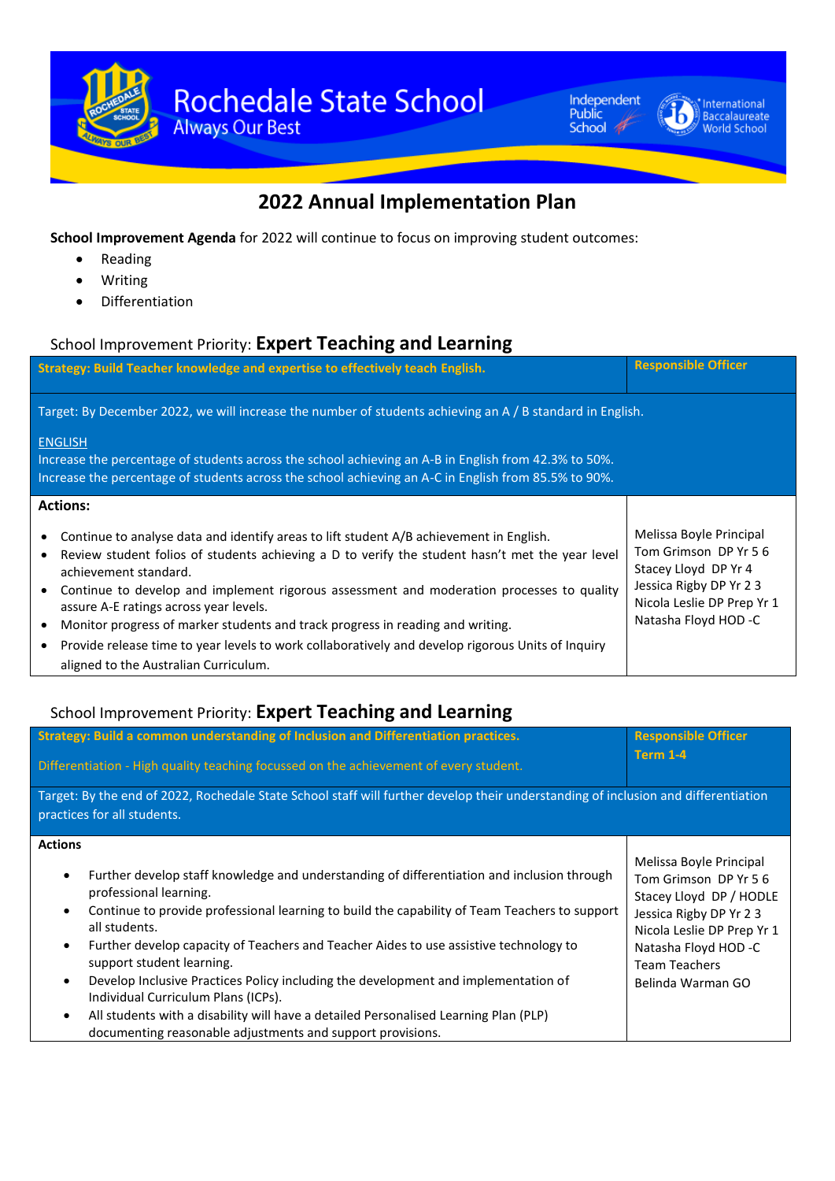Rochedale State School

Always Our Best

Independent Public School

International Baccalaureate World School

# 2022 Annual Implementation Plan

**School Improvement Agenda** for 2022 will continue to focus on improving student outcomes:

- Reading
- Writing
- Differentiation

## School Improvement Priority: **Expert Teaching and Learning**

| **Strategy: Build Teacher knowledge and expertise to effectively teach English.** | **Responsible Officer** |
|---|---|
| Target: By December 2022, we will increase the number of students achieving an A / B standard in English.<br><br>ENGLISH<br>Increase the percentage of students across the school achieving an A-B in English from 42.3% to 50%.<br>Increase the percentage of students across the school achieving an A-C in English from 85.5% to 90%. | |
| **Actions:**<br><br>• Continue to analyse data and identify areas to lift student A/B achievement in English.<br>• Review student folios of students achieving a D to verify the student hasn't met the year level achievement standard.<br>• Continue to develop and implement rigorous assessment and moderation processes to quality assure A-E ratings across year levels.<br>• Monitor progress of marker students and track progress in reading and writing.<br>• Provide release time to year levels to work collaboratively and develop rigorous Units of Inquiry aligned to the Australian Curriculum. | Melissa Boyle Principal<br>Tom Grimson DP Yr 5 6<br>Stacey Lloyd DP Yr 4<br>Jessica Rigby DP Yr 2 3<br>Nicola Leslie DP Prep Yr 1<br>Natasha Floyd HOD -C |

## School Improvement Priority: **Expert Teaching and Learning**

| **Strategy: Build a common understanding of Inclusion and Differentiation practices.**<br><br>Differentiation - High quality teaching focussed on the achievement of every student. | **Responsible Officer**<br>**Term 1-4** |
|---|---|
| Target: By the end of 2022, Rochedale State School staff will further develop their understanding of inclusion and differentiation practices for all students. | |
| **Actions**<br><br>• Further develop staff knowledge and understanding of differentiation and inclusion through professional learning.<br>• Continue to provide professional learning to build the capability of Team Teachers to support all students.<br>• Further develop capacity of Teachers and Teacher Aides to use assistive technology to support student learning.<br>• Develop Inclusive Practices Policy including the development and implementation of Individual Curriculum Plans (ICPs).<br>• All students with a disability will have a detailed Personalised Learning Plan (PLP) documenting reasonable adjustments and support provisions. | Melissa Boyle Principal<br>Tom Grimson DP Yr 5 6<br>Stacey Lloyd DP / HODLE<br>Jessica Rigby DP Yr 2 3<br>Nicola Leslie DP Prep Yr 1<br>Natasha Floyd HOD -C<br>Team Teachers<br>Belinda Warman GO |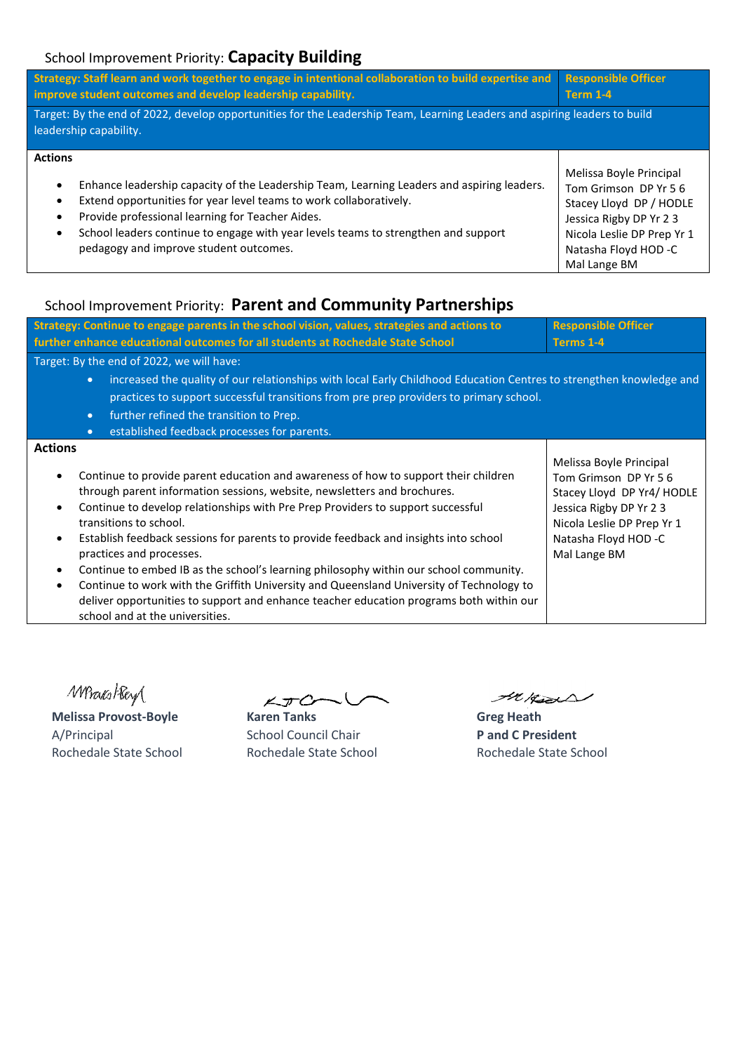School Improvement Priority: **Capacity Building**

| **Strategy: Staff learn and work together to engage in intentional collaboration to build expertise and improve student outcomes and develop leadership capability.** | **Responsible Officer Term 1-4** |
|---|---|
| Target: By the end of 2022, develop opportunities for the Leadership Team, Learning Leaders and aspiring leaders to build leadership capability. | |
| **Actions**<br>• Enhance leadership capacity of the Leadership Team, Learning Leaders and aspiring leaders.<br>• Extend opportunities for year level teams to work collaboratively.<br>• Provide professional learning for Teacher Aides.<br>• School leaders continue to engage with year levels teams to strengthen and support pedagogy and improve student outcomes. | Melissa Boyle Principal<br>Tom Grimson DP Yr 5 6<br>Stacey Lloyd DP / HODLE<br>Jessica Rigby DP Yr 2 3<br>Nicola Leslie DP Prep Yr 1<br>Natasha Floyd HOD -C<br>Mal Lange BM |

School Improvement Priority: **Parent and Community Partnerships**

| **Strategy: Continue to engage parents in the school vision, values, strategies and actions to further enhance educational outcomes for all students at Rochedale State School** | **Responsible Officer Terms 1-4** |
|---|---|
| Target: By the end of 2022, we will have:<br>• increased the quality of our relationships with local Early Childhood Education Centres to strengthen knowledge and practices to support successful transitions from pre prep providers to primary school.<br>• further refined the transition to Prep.<br>• established feedback processes for parents. | |
| **Actions**<br>• Continue to provide parent education and awareness of how to support their children through parent information sessions, website, newsletters and brochures.<br>• Continue to develop relationships with Pre Prep Providers to support successful transitions to school.<br>• Establish feedback sessions for parents to provide feedback and insights into school practices and processes.<br>• Continue to embed IB as the school's learning philosophy within our school community.<br>• Continue to work with the Griffith University and Queensland University of Technology to deliver opportunities to support and enhance teacher education programs both within our school and at the universities. | Melissa Boyle Principal<br>Tom Grimson DP Yr 5 6<br>Stacey Lloyd DP Yr4/ HODLE<br>Jessica Rigby DP Yr 2 3<br>Nicola Leslie DP Prep Yr 1<br>Natasha Floyd HOD -C<br>Mal Lange BM |

| | | |
|---|---|---|
| **Melissa Provost-Boyle**<br>A/Principal<br>Rochedale State School | **Karen Tanks**<br>School Council Chair<br>Rochedale State School | **Greg Heath**<br>**P and C President**<br>Rochedale State School |